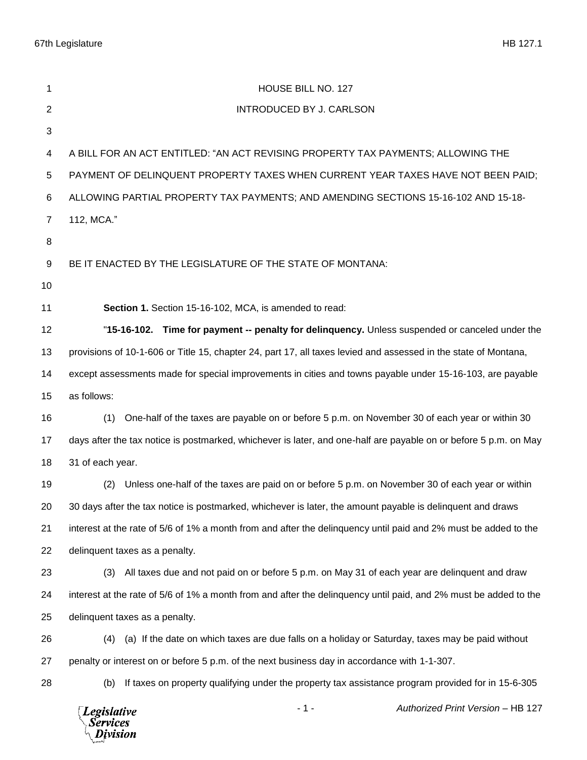HOUSE BILL NO. 127

INTRODUCED BY J. CARLSON

A BILL FOR AN ACT ENTITLED: "AN ACT REVISING PROPERTY TAX PAYMENTS; ALLOWING THE PAYMENT OF DELINQUENT PROPERTY TAXES WHEN CURRENT YEAR TAXES HAVE NOT BEEN PAID; ALLOWING PARTIAL PROPERTY TAX PAYMENTS; AND AMENDING SECTIONS 15-16-102 AND 15-18-112, MCA."

BE IT ENACTED BY THE LEGISLATURE OF THE STATE OF MONTANA:

**Section 1.** Section 15-16-102, MCA, is amended to read:

"**15-16-102. Time for payment -- penalty for delinquency.** Unless suspended or canceled under the provisions of 10-1-606 or Title 15, chapter 24, part 17, all taxes levied and assessed in the state of Montana, except assessments made for special improvements in cities and towns payable under 15-16-103, are payable as follows:

(1) One-half of the taxes are payable on or before 5 p.m. on November 30 of each year or within 30 days after the tax notice is postmarked, whichever is later, and one-half are payable on or before 5 p.m. on May 31 of each year.

(2) Unless one-half of the taxes are paid on or before 5 p.m. on November 30 of each year or within 30 days after the tax notice is postmarked, whichever is later, the amount payable is delinquent and draws interest at the rate of 5/6 of 1% a month from and after the delinquency until paid and 2% must be added to the delinquent taxes as a penalty.

(3) All taxes due and not paid on or before 5 p.m. on May 31 of each year are delinquent and draw interest at the rate of 5/6 of 1% a month from and after the delinquency until paid, and 2% must be added to the delinquent taxes as a penalty.

(4) (a) If the date on which taxes are due falls on a holiday or Saturday, taxes may be paid without penalty or interest on or before 5 p.m. of the next business day in accordance with 1-1-307.

(b) If taxes on property qualifying under the property tax assistance program provided for in 15-6-305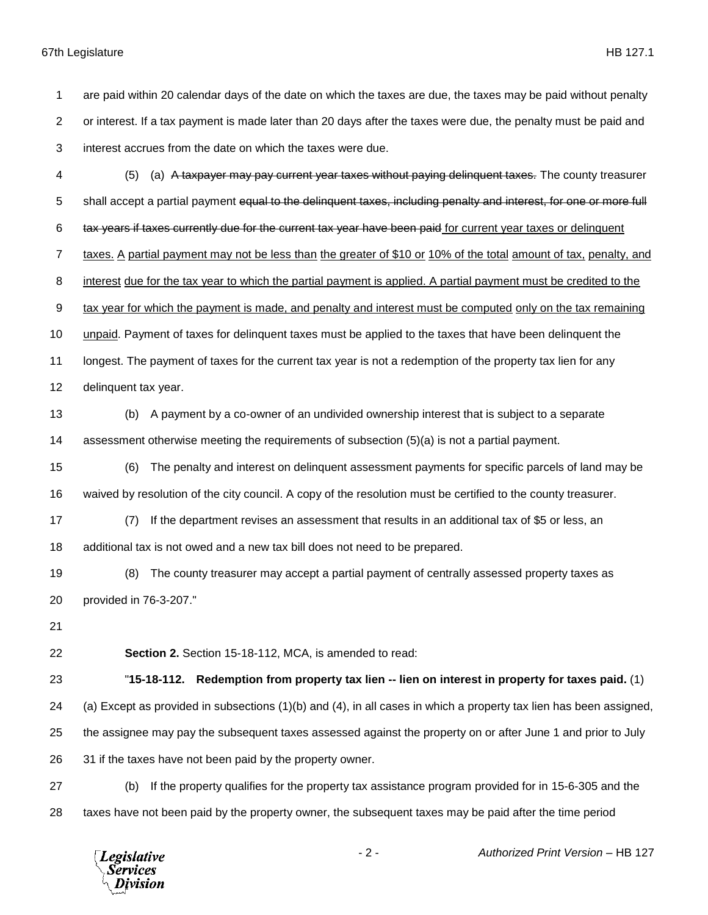are paid within 20 calendar days of the date on which the taxes are due, the taxes may be paid without penalty or interest. If a tax payment is made later than 20 days after the taxes were due, the penalty must be paid and interest accrues from the date on which the taxes were due.

(5) (a) ~~A taxpayer may pay current year taxes without paying delinquent taxes.~~ The county treasurer shall accept a partial payment ~~equal to the delinquent taxes, including penalty and interest, for one or more full tax years if taxes currently due for the current tax year have been paid~~ <u>for current year taxes or delinquent taxes. A</u> partial payment <u>may not be less than</u> <u>the greater of $10 or</u> <u>10% of the total</u> <u>amount of tax,</u> <u>penalty, and interest</u> <u>due for the tax year to which the partial payment is applied. A partial payment must be credited to the tax year for which the payment is made, and penalty and interest must be computed</u> <u>only on the tax remaining unpaid</u>. Payment of taxes for delinquent taxes must be applied to the taxes that have been delinquent the longest. The payment of taxes for the current tax year is not a redemption of the property tax lien for any delinquent tax year.

(b) A payment by a co-owner of an undivided ownership interest that is subject to a separate assessment otherwise meeting the requirements of subsection (5)(a) is not a partial payment.

(6) The penalty and interest on delinquent assessment payments for specific parcels of land may be waived by resolution of the city council. A copy of the resolution must be certified to the county treasurer.

(7) If the department revises an assessment that results in an additional tax of $5 or less, an additional tax is not owed and a new tax bill does not need to be prepared.

(8) The county treasurer may accept a partial payment of centrally assessed property taxes as provided in 76-3-207."

**Section 2.** Section 15-18-112, MCA, is amended to read:

"**15-18-112. Redemption from property tax lien -- lien on interest in property for taxes paid.** (1) (a) Except as provided in subsections (1)(b) and (4), in all cases in which a property tax lien has been assigned, the assignee may pay the subsequent taxes assessed against the property on or after June 1 and prior to July 31 if the taxes have not been paid by the property owner.

(b) If the property qualifies for the property tax assistance program provided for in 15-6-305 and the taxes have not been paid by the property owner, the subsequent taxes may be paid after the time period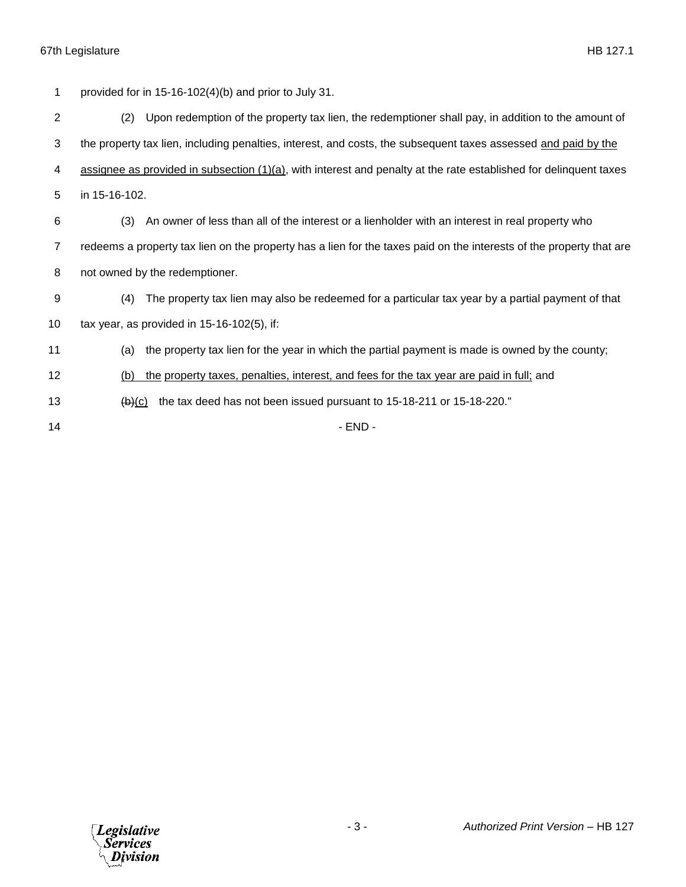provided for in 15-16-102(4)(b) and prior to July 31.

(2) Upon redemption of the property tax lien, the redemptioner shall pay, in addition to the amount of the property tax lien, including penalties, interest, and costs, the subsequent taxes assessed and paid by the assignee as provided in subsection (1)(a), with interest and penalty at the rate established for delinquent taxes in 15-16-102.

(3) An owner of less than all of the interest or a lienholder with an interest in real property who redeems a property tax lien on the property has a lien for the taxes paid on the interests of the property that are not owned by the redemptioner.

(4) The property tax lien may also be redeemed for a particular tax year by a partial payment of that tax year, as provided in 15-16-102(5), if:

(a) the property tax lien for the year in which the partial payment is made is owned by the county;

(b) the property taxes, penalties, interest, and fees for the tax year are paid in full; and

~~(b)~~(c) the tax deed has not been issued pursuant to 15-18-211 or 15-18-220."

- END -